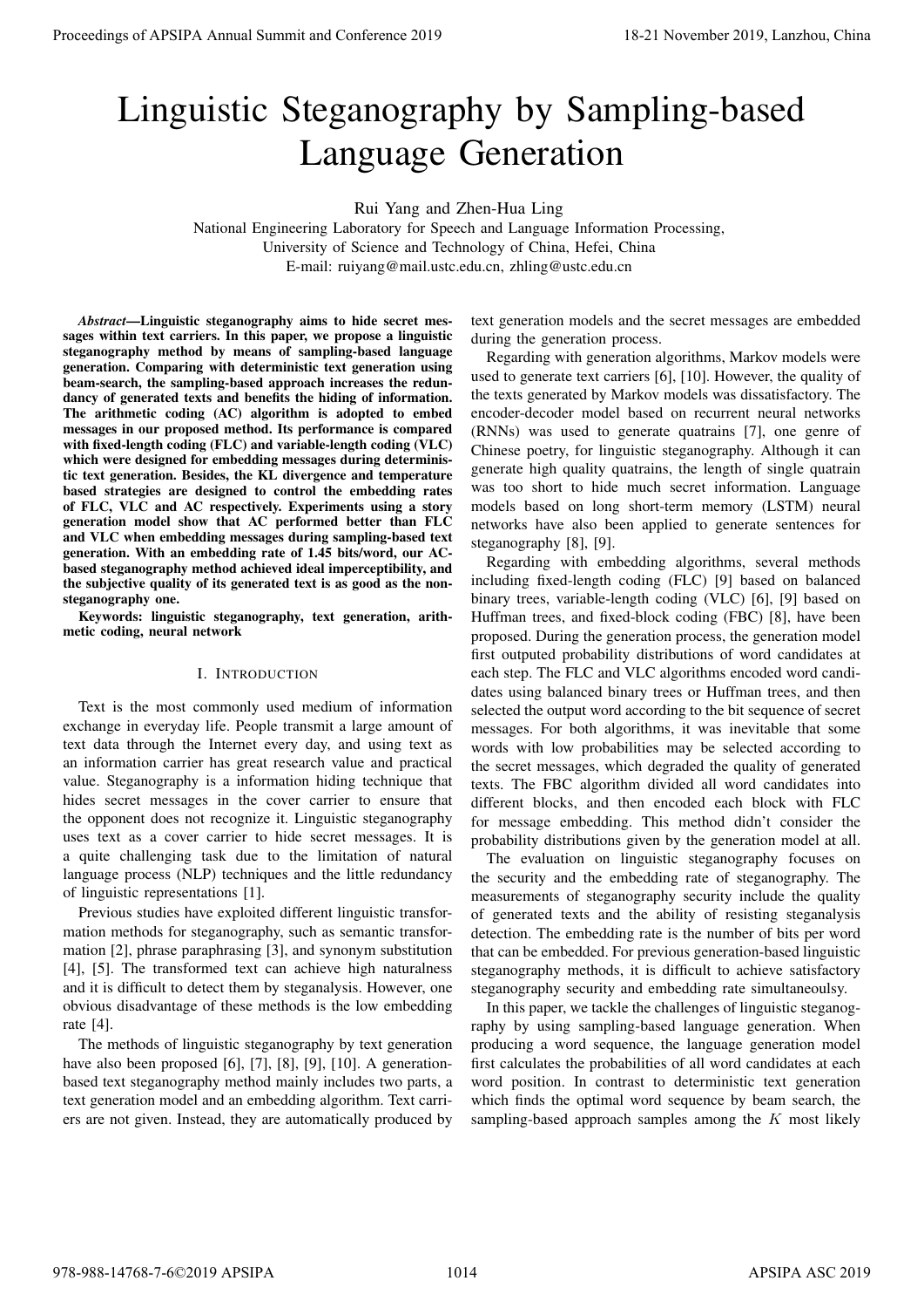# Linguistic Steganography by Sampling-based Language Generation

Rui Yang and Zhen-Hua Ling

National Engineering Laboratory for Speech and Language Information Processing,
University of Science and Technology of China, Hefei, China
E-mail: ruiyang@mail.ustc.edu.cn, zhling@ustc.edu.cn

***Abstract*—Linguistic steganography aims to hide secret messages within text carriers. In this paper, we propose a linguistic steganography method by means of sampling-based language generation. Comparing with deterministic text generation using beam-search, the sampling-based approach increases the redundancy of generated texts and benefits the hiding of information. The arithmetic coding (AC) algorithm is adopted to embed messages in our proposed method. Its performance is compared with fixed-length coding (FLC) and variable-length coding (VLC) which were designed for embedding messages during deterministic text generation. Besides, the KL divergence and temperature based strategies are designed to control the embedding rates of FLC, VLC and AC respectively. Experiments using a story generation model show that AC performed better than FLC and VLC when embedding messages during sampling-based text generation. With an embedding rate of 1.45 bits/word, our AC-based steganography method achieved ideal imperceptibility, and the subjective quality of its generated text is as good as the non-steganography one.**

**Keywords: linguistic steganography, text generation, arithmetic coding, neural network**

## I. Introduction

Text is the most commonly used medium of information exchange in everyday life. People transmit a large amount of text data through the Internet every day, and using text as an information carrier has great research value and practical value. Steganography is a information hiding technique that hides secret messages in the cover carrier to ensure that the opponent does not recognize it. Linguistic steganography uses text as a cover carrier to hide secret messages. It is a quite challenging task due to the limitation of natural language process (NLP) techniques and the little redundancy of linguistic representations [1].

Previous studies have exploited different linguistic transformation methods for steganography, such as semantic transformation [2], phrase paraphrasing [3], and synonym substitution [4], [5]. The transformed text can achieve high naturalness and it is difficult to detect them by steganalysis. However, one obvious disadvantage of these methods is the low embedding rate [4].

The methods of linguistic steganography by text generation have also been proposed [6], [7], [8], [9], [10]. A generation-based text steganography method mainly includes two parts, a text generation model and an embedding algorithm. Text carriers are not given. Instead, they are automatically produced by text generation models and the secret messages are embedded during the generation process.

Regarding with generation algorithms, Markov models were used to generate text carriers [6], [10]. However, the quality of the texts generated by Markov models was dissatisfactory. The encoder-decoder model based on recurrent neural networks (RNNs) was used to generate quatrains [7], one genre of Chinese poetry, for linguistic steganography. Although it can generate high quality quatrains, the length of single quatrain was too short to hide much secret information. Language models based on long short-term memory (LSTM) neural networks have also been applied to generate sentences for steganography [8], [9].

Regarding with embedding algorithms, several methods including fixed-length coding (FLC) [9] based on balanced binary trees, variable-length coding (VLC) [6], [9] based on Huffman trees, and fixed-block coding (FBC) [8], have been proposed. During the generation process, the generation model first outputed probability distributions of word candidates at each step. The FLC and VLC algorithms encoded word candidates using balanced binary trees or Huffman trees, and then selected the output word according to the bit sequence of secret messages. For both algorithms, it was inevitable that some words with low probabilities may be selected according to the secret messages, which degraded the quality of generated texts. The FBC algorithm divided all word candidates into different blocks, and then encoded each block with FLC for message embedding. This method didn't consider the probability distributions given by the generation model at all.

The evaluation on linguistic steganography focuses on the security and the embedding rate of steganography. The measurements of steganography security include the quality of generated texts and the ability of resisting steganalysis detection. The embedding rate is the number of bits per word that can be embedded. For previous generation-based linguistic steganography methods, it is difficult to achieve satisfactory steganography security and embedding rate simultaneoulsy.

In this paper, we tackle the challenges of linguistic steganography by using sampling-based language generation. When producing a word sequence, the language generation model first calculates the probabilities of all word candidates at each word position. In contrast to deterministic text generation which finds the optimal word sequence by beam search, the sampling-based approach samples among the $K$ most likely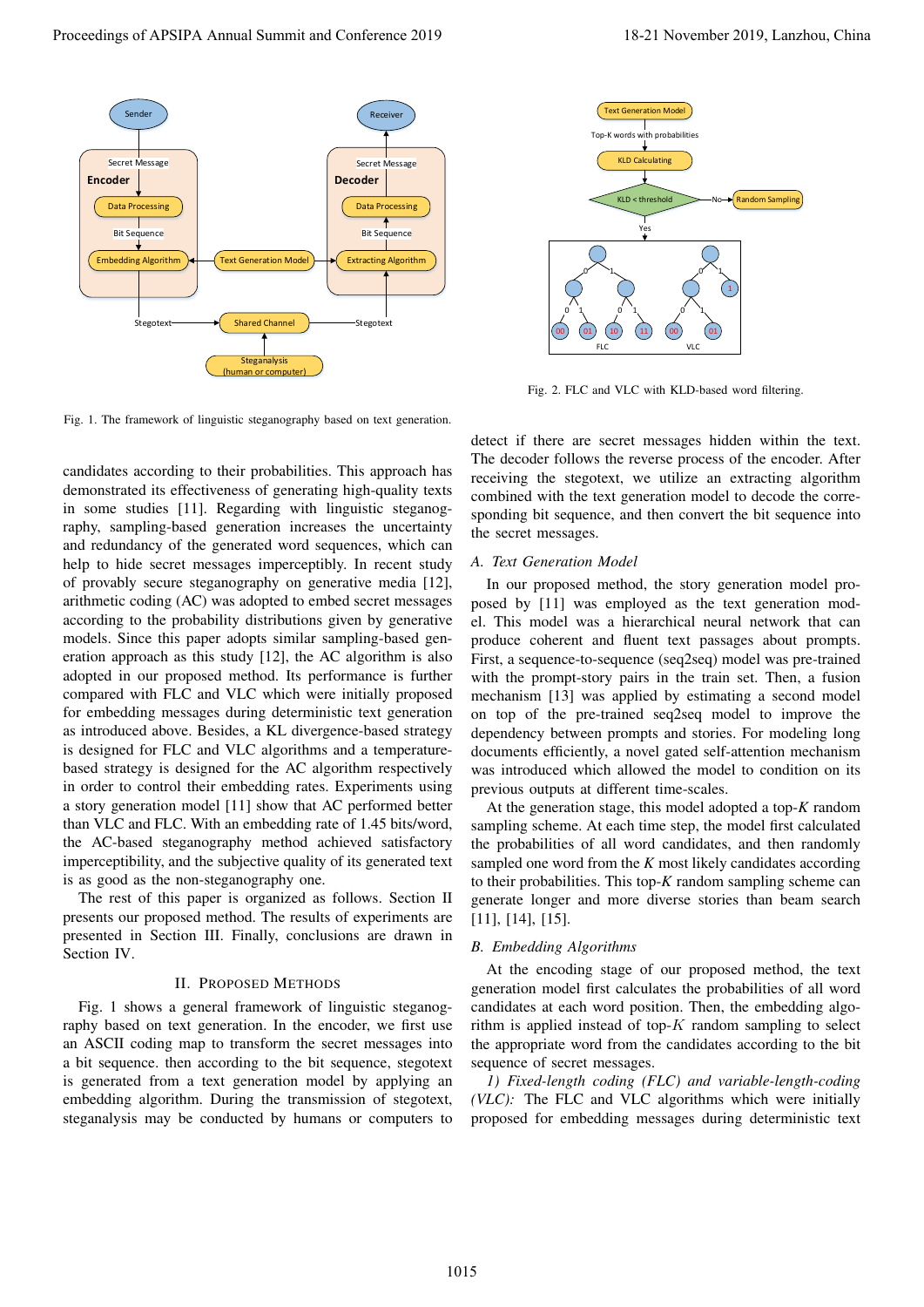Fig. 1. The framework of linguistic steganography based on text generation.

Fig. 2. FLC and VLC with KLD-based word filtering.

candidates according to their probabilities. This approach has demonstrated its effectiveness of generating high-quality texts in some studies [11]. Regarding with linguistic steganography, sampling-based generation increases the uncertainty and redundancy of the generated word sequences, which can help to hide secret messages imperceptibly. In recent study of provably secure steganography on generative media [12], arithmetic coding (AC) was adopted to embed secret messages according to the probability distributions given by generative models. Since this paper adopts similar sampling-based generation approach as this study [12], the AC algorithm is also adopted in our proposed method. Its performance is further compared with FLC and VLC which were initially proposed for embedding messages during deterministic text generation as introduced above. Besides, a KL divergence-based strategy is designed for FLC and VLC algorithms and a temperature-based strategy is designed for the AC algorithm respectively in order to control their embedding rates. Experiments using a story generation model [11] show that AC performed better than VLC and FLC. With an embedding rate of 1.45 bits/word, the AC-based steganography method achieved satisfactory imperceptibility, and the subjective quality of its generated text is as good as the non-steganography one.

The rest of this paper is organized as follows. Section II presents our proposed method. The results of experiments are presented in Section III. Finally, conclusions are drawn in Section IV.

## II. Proposed Methods

Fig. 1 shows a general framework of linguistic steganography based on text generation. In the encoder, we first use an ASCII coding map to transform the secret messages into a bit sequence. then according to the bit sequence, stegotext is generated from a text generation model by applying an embedding algorithm. During the transmission of stegotext, steganalysis may be conducted by humans or computers to detect if there are secret messages hidden within the text. The decoder follows the reverse process of the encoder. After receiving the stegotext, we utilize an extracting algorithm combined with the text generation model to decode the corresponding bit sequence, and then convert the bit sequence into the secret messages.

### A. Text Generation Model

In our proposed method, the story generation model proposed by [11] was employed as the text generation model. This model was a hierarchical neural network that can produce coherent and fluent text passages about prompts. First, a sequence-to-sequence (seq2seq) model was pre-trained with the prompt-story pairs in the train set. Then, a fusion mechanism [13] was applied by estimating a second model on top of the pre-trained seq2seq model to improve the dependency between prompts and stories. For modeling long documents efficiently, a novel gated self-attention mechanism was introduced which allowed the model to condition on its previous outputs at different time-scales.

At the generation stage, this model adopted a top-$K$ random sampling scheme. At each time step, the model first calculated the probabilities of all word candidates, and then randomly sampled one word from the $K$ most likely candidates according to their probabilities. This top-$K$ random sampling scheme can generate longer and more diverse stories than beam search [11], [14], [15].

### B. Embedding Algorithms

At the encoding stage of our proposed method, the text generation model first calculates the probabilities of all word candidates at each word position. Then, the embedding algorithm is applied instead of top-$K$ random sampling to select the appropriate word from the candidates according to the bit sequence of secret messages.

*1) Fixed-length coding (FLC) and variable-length-coding (VLC):* The FLC and VLC algorithms which were initially proposed for embedding messages during deterministic text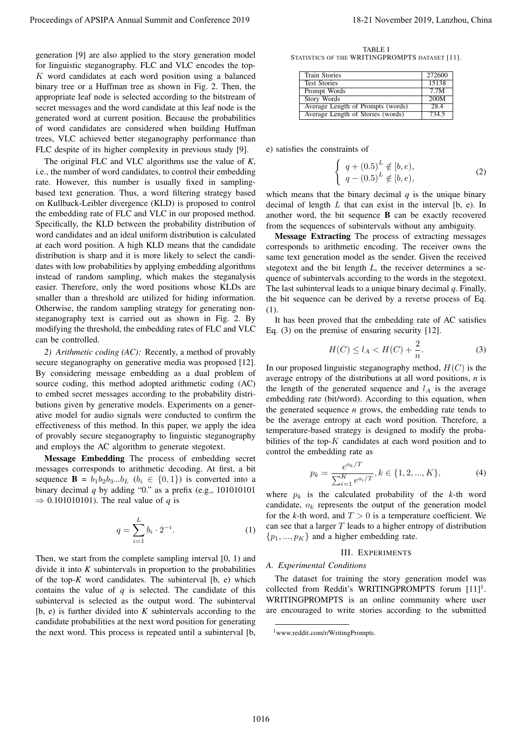generation [9] are also applied to the story generation model for linguistic steganography. FLC and VLC encodes the top-$K$ word candidates at each word position using a balanced binary tree or a Huffman tree as shown in Fig. 2. Then, the appropriate leaf node is selected according to the bitstream of secret messages and the word candidate at this leaf node is the generated word at current position. Because the probabilities of word candidates are considered when building Huffman trees, VLC achieved better steganography performance than FLC despite of its higher complexity in previous study [9].

The original FLC and VLC algorithms use the value of $K$, i.e., the number of word candidates, to control their embedding rate. However, this number is usually fixed in sampling-based text generation. Thus, a word filtering strategy based on Kullback-Leibler divergence (KLD) is proposed to control the embedding rate of FLC and VLC in our proposed method. Specifically, the KLD between the probability distribution of word candidates and an ideal uniform distribution is calculated at each word position. A high KLD means that the candidate distribution is sharp and it is more likely to select the candidates with low probabilities by applying embedding algorithms instead of random sampling, which makes the steganalysis easier. Therefore, only the word positions whose KLDs are smaller than a threshold are utilized for hiding information. Otherwise, the random sampling strategy for generating non-steganography text is carried out as shown in Fig. 2. By modifying the threshold, the embedding rates of FLC and VLC can be controlled.

*2) Arithmetic coding (AC):* Recently, a method of provably secure steganography on generative media was proposed [12]. By considering message embedding as a dual problem of source coding, this method adopted arithmetic coding (AC) to embed secret messages according to the probability distributions given by generative models. Experiments on a generative model for audio signals were conducted to confirm the effectiveness of this method. In this paper, we apply the idea of provably secure steganography to linguistic steganography and employs the AC algorithm to generate stegotext.

**Message Embedding** The process of embedding secret messages corresponds to arithmetic decoding. At first, a bit sequence $\mathbf{B} = b_1 b_2 b_3 ... b_L$ ($b_i \in \{0, 1\}$) is converted into a binary decimal $q$ by adding "0." as a prefix (e.g., 101010101 $\Rightarrow$ 0.101010101). The real value of $q$ is

$$q = \sum_{i=1}^{L} b_i \cdot 2^{-i}. \tag{1}$$

Then, we start from the complete sampling interval [0, 1) and divide it into $K$ subintervals in proportion to the probabilities of the top-$K$ word candidates. The subinterval [b, e) which contains the value of $q$ is selected. The candidate of this subinterval is selected as the output word. The subinterval [b, e) is further divided into $K$ subintervals according to the candidate probabilities at the next word position for generating the next word. This process is repeated until a subinterval [b, e) satisfies the constraints of

$$\begin{cases} q + (0.5)^L \notin [b, e), \\ q - (0.5)^L \notin [b, e), \end{cases} \tag{2}$$

which means that the binary decimal $q$ is the unique binary decimal of length $L$ that can exist in the interval [b, e). In another word, the bit sequence **B** can be exactly recovered from the sequences of subintervals without any ambiguity.

**Message Extracting** The process of extracting messages corresponds to arithmetic encoding. The receiver owns the same text generation model as the sender. Given the received stegotext and the bit length $L$, the receiver determines a sequence of subintervals according to the words in the stegotext. The last subinterval leads to a unique binary decimal $q$. Finally, the bit sequence can be derived by a reverse process of Eq. (1).

It has been proved that the embedding rate of AC satisfies Eq. (3) on the premise of ensuring security [12].

$$H(C) \le l_A < H(C) + \frac{2}{n}. \tag{3}$$

In our proposed linguistic steganography method, $H(C)$ is the average entropy of the distributions at all word positions, $n$ is the length of the generated sequence and $l_A$ is the average embedding rate (bit/word). According to this equation, when the generated sequence $n$ grows, the embedding rate tends to be the average entropy at each word position. Therefore, a temperature-based strategy is designed to modify the probabilities of the top-$K$ candidates at each word position and to control the embedding rate as

$$p_k = \frac{e^{o_k/T}}{\sum_{i=1}^{K} e^{o_i/T}}, k \in \{1, 2, ..., K\}, \tag{4}$$

where $p_k$ is the calculated probability of the $k$-th word candidate, $o_k$ represents the output of the generation model for the $k$-th word, and $T > 0$ is a temperature coefficient. We can see that a larger $T$ leads to a higher entropy of distribution $\{p_1, ..., p_K\}$ and a higher embedding rate.

## III. Experiments

### A. Experimental Conditions

The dataset for training the story generation model was collected from Reddit's WRITINGPROMPTS forum [11][1]. WRITINGPROMPTS is an online community where user are encouraged to write stories according to the submitted

TABLE I
STATISTICS OF THE WRITINGPROMPTS DATASET [11].

| | |
|---|---|
| Train Stories | 272600 |
| Test Stories | 15138 |
| Prompt Words | 7.7M |
| Story Words | 200M |
| Average Length of Prompts (words) | 28.4 |
| Average Length of Stories (words) | 734.5 |

[1] www.reddit.com/r/WritingPrompts.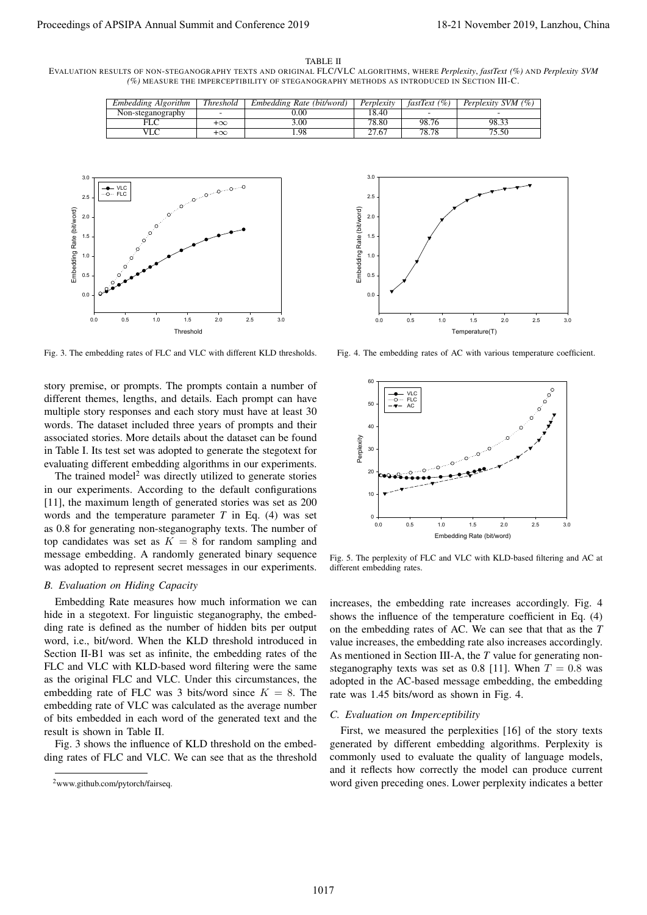TABLE II
EVALUATION RESULTS OF NON-STEGANOGRAPHY TEXTS AND ORIGINAL FLC/VLC ALGORITHMS, WHERE *Perplexity*, *fastText (%)* AND *Perplexity SVM (%)* MEASURE THE IMPERCEPTIBILITY OF STEGANOGRAPHY METHODS AS INTRODUCED IN SECTION III-C.

| *Embedding Algorithm* | *Threshold* | *Embedding Rate (bit/word)* | *Perplexity* | *fastText (%)* | *Perplexity SVM (%)* |
|---|---|---|---|---|---|
| Non-steganography | - | 0.00 | 18.40 | - | - |
| FLC | $+\infty$ | 3.00 | 78.80 | 98.76 | 98.33 |
| VLC | $+\infty$ | 1.98 | 27.67 | 78.78 | 75.50 |

Fig. 3. The embedding rates of FLC and VLC with different KLD thresholds.

Fig. 4. The embedding rates of AC with various temperature coefficient.

Fig. 5. The perplexity of FLC and VLC with KLD-based filtering and AC at different embedding rates.

story premise, or prompts. The prompts contain a number of different themes, lengths, and details. Each prompt can have multiple story responses and each story must have at least 30 words. The dataset included three years of prompts and their associated stories. More details about the dataset can be found in Table I. Its test set was adopted to generate the stegotext for evaluating different embedding algorithms in our experiments.

The trained model[2] was directly utilized to generate stories in our experiments. According to the default configurations [11], the maximum length of generated stories was set as 200 words and the temperature parameter $T$ in Eq. (4) was set as 0.8 for generating non-steganography texts. The number of top candidates was set as $K = 8$ for random sampling and message embedding. A randomly generated binary sequence was adopted to represent secret messages in our experiments.

### B. Evaluation on Hiding Capacity

Embedding Rate measures how much information we can hide in a stegotext. For linguistic steganography, the embedding rate is defined as the number of hidden bits per output word, i.e., bit/word. When the KLD threshold introduced in Section II-B1 was set as infinite, the embedding rates of the FLC and VLC with KLD-based word filtering were the same as the original FLC and VLC. Under this circumstances, the embedding rate of FLC was 3 bits/word since $K = 8$. The embedding rate of VLC was calculated as the average number of bits embedded in each word of the generated text and the result is shown in Table II.

Fig. 3 shows the influence of KLD threshold on the embedding rates of FLC and VLC. We can see that as the threshold increases, the embedding rate increases accordingly. Fig. 4 shows the influence of the temperature coefficient in Eq. (4) on the embedding rates of AC. We can see that that as the $T$ value increases, the embedding rate also increases accordingly. As mentioned in Section III-A, the $T$ value for generating non-steganography texts was set as 0.8 [11]. When $T = 0.8$ was adopted in the AC-based message embedding, the embedding rate was 1.45 bits/word as shown in Fig. 4.

### C. Evaluation on Imperceptibility

First, we measured the perplexities [16] of the story texts generated by different embedding algorithms. Perplexity is commonly used to evaluate the quality of language models, and it reflects how correctly the model can produce current word given preceding ones. Lower perplexity indicates a better

[2] www.github.com/pytorch/fairseq.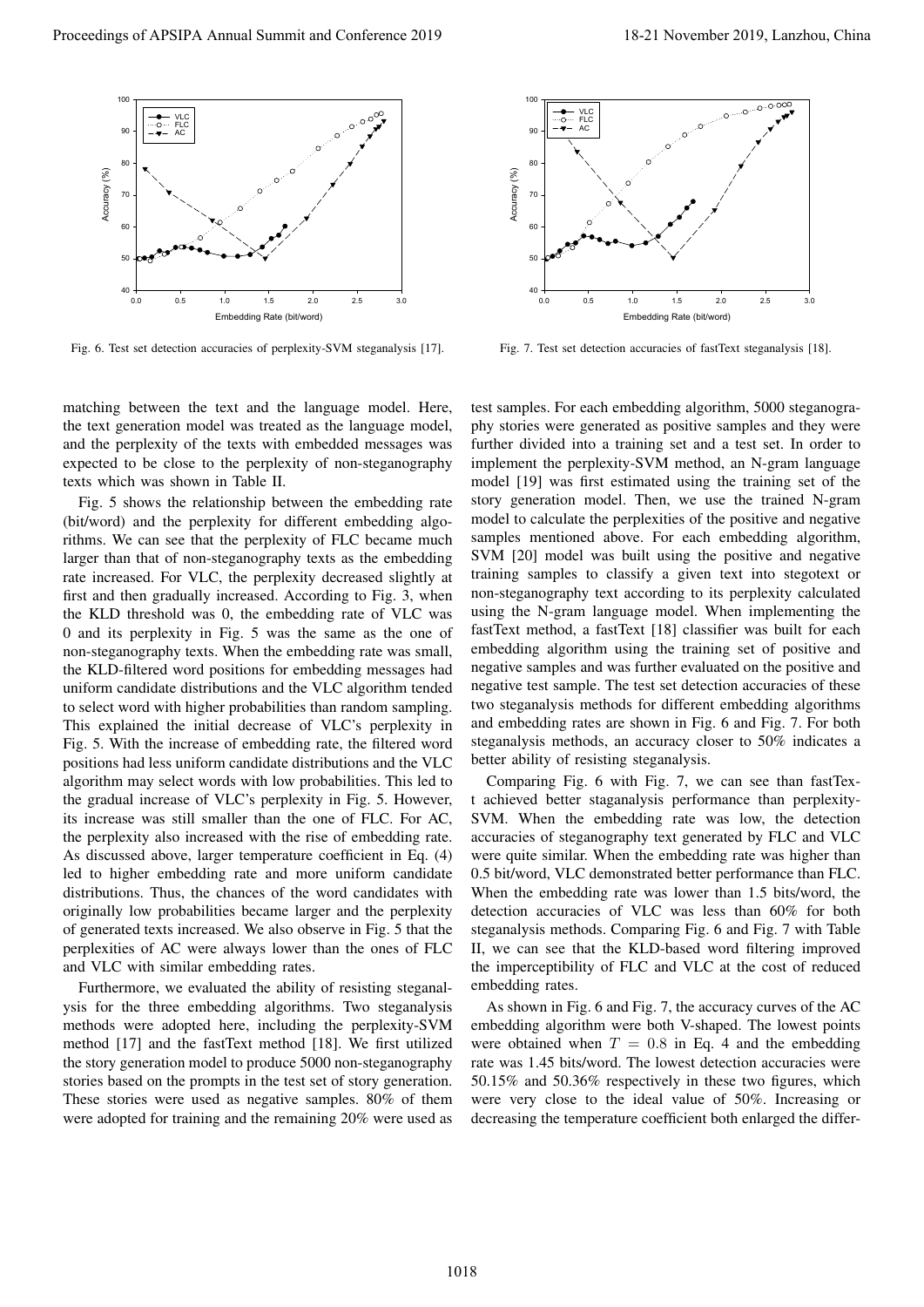Fig. 6. Test set detection accuracies of perplexity-SVM steganalysis [17].

Fig. 7. Test set detection accuracies of fastText steganalysis [18].

matching between the text and the language model. Here, the text generation model was treated as the language model, and the perplexity of the texts with embedded messages was expected to be close to the perplexity of non-steganography texts which was shown in Table II.

Fig. 5 shows the relationship between the embedding rate (bit/word) and the perplexity for different embedding algorithms. We can see that the perplexity of FLC became much larger than that of non-steganography texts as the embedding rate increased. For VLC, the perplexity decreased slightly at first and then gradually increased. According to Fig. 3, when the KLD threshold was 0, the embedding rate of VLC was 0 and its perplexity in Fig. 5 was the same as the one of non-steganography texts. When the embedding rate was small, the KLD-filtered word positions for embedding messages had uniform candidate distributions and the VLC algorithm tended to select word with higher probabilities than random sampling. This explained the initial decrease of VLC's perplexity in Fig. 5. With the increase of embedding rate, the filtered word positions had less uniform candidate distributions and the VLC algorithm may select words with low probabilities. This led to the gradual increase of VLC's perplexity in Fig. 5. However, its increase was still smaller than the one of FLC. For AC, the perplexity also increased with the rise of embedding rate. As discussed above, larger temperature coefficient in Eq. (4) led to higher embedding rate and more uniform candidate distributions. Thus, the chances of the word candidates with originally low probabilities became larger and the perplexity of generated texts increased. We also observe in Fig. 5 that the perplexities of AC were always lower than the ones of FLC and VLC with similar embedding rates.

Furthermore, we evaluated the ability of resisting steganalysis for the three embedding algorithms. Two steganalysis methods were adopted here, including the perplexity-SVM method [17] and the fastText method [18]. We first utilized the story generation model to produce 5000 non-steganography stories based on the prompts in the test set of story generation. These stories were used as negative samples. 80% of them were adopted for training and the remaining 20% were used as test samples. For each embedding algorithm, 5000 steganography stories were generated as positive samples and they were further divided into a training set and a test set. In order to implement the perplexity-SVM method, an N-gram language model [19] was first estimated using the training set of the story generation model. Then, we use the trained N-gram model to calculate the perplexities of the positive and negative samples mentioned above. For each embedding algorithm, SVM [20] model was built using the positive and negative training samples to classify a given text into stegotext or non-steganography text according to its perplexity calculated using the N-gram language model. When implementing the fastText method, a fastText [18] classifier was built for each embedding algorithm using the training set of positive and negative samples and was further evaluated on the positive and negative test sample. The test set detection accuracies of these two steganalysis methods for different embedding algorithms and embedding rates are shown in Fig. 6 and Fig. 7. For both steganalysis methods, an accuracy closer to 50% indicates a better ability of resisting steganalysis.

Comparing Fig. 6 with Fig. 7, we can see than fastText achieved better staganalysis performance than perplexity-SVM. When the embedding rate was low, the detection accuracies of steganography text generated by FLC and VLC were quite similar. When the embedding rate was higher than 0.5 bit/word, VLC demonstrated better performance than FLC. When the embedding rate was lower than 1.5 bits/word, the detection accuracies of VLC was less than 60% for both steganalysis methods. Comparing Fig. 6 and Fig. 7 with Table II, we can see that the KLD-based word filtering improved the imperceptibility of FLC and VLC at the cost of reduced embedding rates.

As shown in Fig. 6 and Fig. 7, the accuracy curves of the AC embedding algorithm were both V-shaped. The lowest points were obtained when $T = 0.8$ in Eq. 4 and the embedding rate was 1.45 bits/word. The lowest detection accuracies were 50.15% and 50.36% respectively in these two figures, which were very close to the ideal value of 50%. Increasing or decreasing the temperature coefficient both enlarged the differ-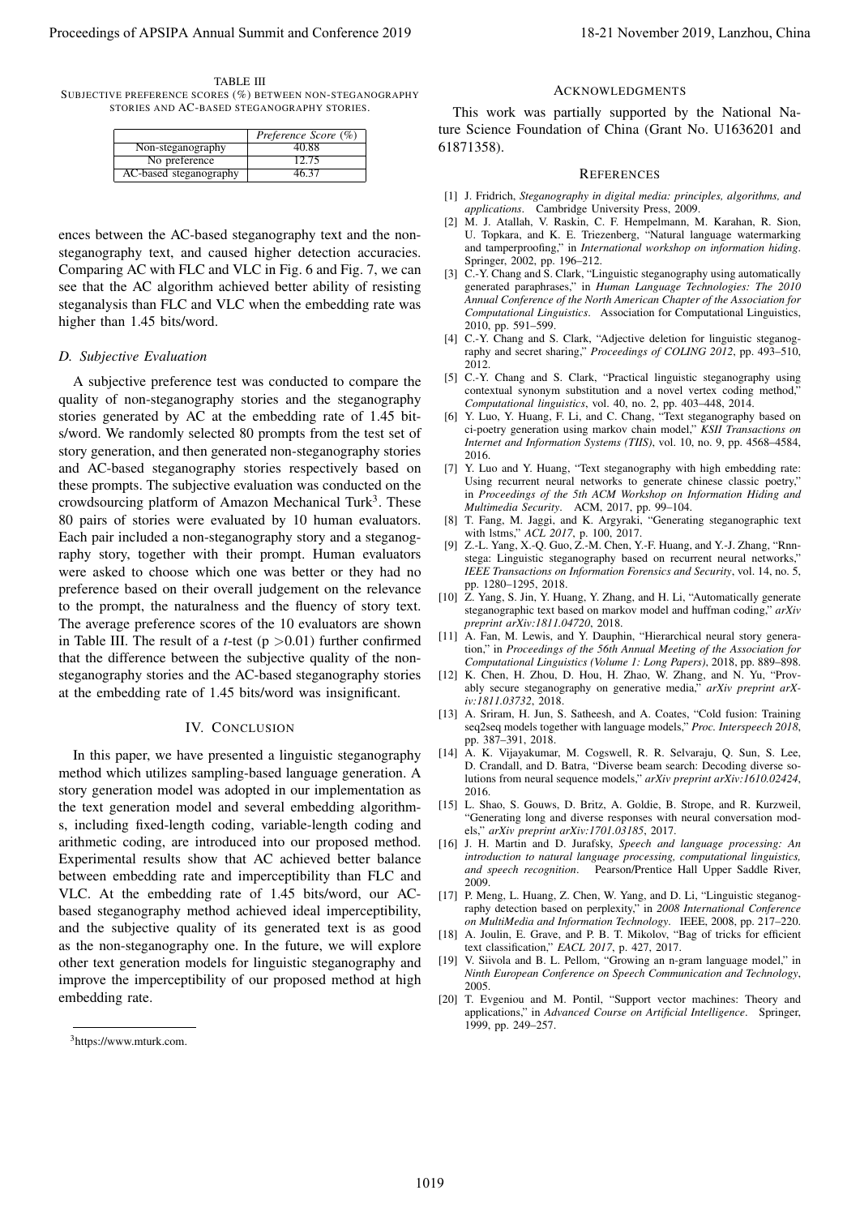TABLE III
SUBJECTIVE PREFERENCE SCORES (%) BETWEEN NON-STEGANOGRAPHY STORIES AND AC-BASED STEGANOGRAPHY STORIES.

| | *Preference Score (%)* |
|---|---|
| Non-steganography | 40.88 |
| No preference | 12.75 |
| AC-based steganography | 46.37 |

ences between the AC-based steganography text and the non-steganography text, and caused higher detection accuracies. Comparing AC with FLC and VLC in Fig. 6 and Fig. 7, we can see that the AC algorithm achieved better ability of resisting steganalysis than FLC and VLC when the embedding rate was higher than 1.45 bits/word.

### *D. Subjective Evaluation*

A subjective preference test was conducted to compare the quality of non-steganography stories and the steganography stories generated by AC at the embedding rate of 1.45 bits/word. We randomly selected 80 prompts from the test set of story generation, and then generated non-steganography stories and AC-based steganography stories respectively based on these prompts. The subjective evaluation was conducted on the crowdsourcing platform of Amazon Mechanical Turk[3]. These 80 pairs of stories were evaluated by 10 human evaluators. Each pair included a non-steganography story and a steganography story, together with their prompt. Human evaluators were asked to choose which one was better or they had no preference based on their overall judgement on the relevance to the prompt, the naturalness and the fluency of story text. The average preference scores of the 10 evaluators are shown in Table III. The result of a *t*-test ($p > 0.01$) further confirmed that the difference between the subjective quality of the non-steganography stories and the AC-based steganography stories at the embedding rate of 1.45 bits/word was insignificant.

## IV. CONCLUSION

In this paper, we have presented a linguistic steganography method which utilizes sampling-based language generation. A story generation model was adopted in our implementation as the text generation model and several embedding algorithms, including fixed-length coding, variable-length coding and arithmetic coding, are introduced into our proposed method. Experimental results show that AC achieved better balance between embedding rate and imperceptibility than FLC and VLC. At the embedding rate of 1.45 bits/word, our AC-based steganography method achieved ideal imperceptibility, and the subjective quality of its generated text is as good as the non-steganography one. In the future, we will explore other text generation models for linguistic steganography and improve the imperceptibility of our proposed method at high embedding rate.

[3]https://www.mturk.com.

## ACKNOWLEDGMENTS

This work was partially supported by the National Nature Science Foundation of China (Grant No. U1636201 and 61871358).

## REFERENCES

[1] J. Fridrich, *Steganography in digital media: principles, algorithms, and applications*. Cambridge University Press, 2009.

[2] M. J. Atallah, V. Raskin, C. F. Hempelmann, M. Karahan, R. Sion, U. Topkara, and K. E. Triezenberg, "Natural language watermarking and tamperproofing," in *International workshop on information hiding*. Springer, 2002, pp. 196–212.

[3] C.-Y. Chang and S. Clark, "Linguistic steganography using automatically generated paraphrases," in *Human Language Technologies: The 2010 Annual Conference of the North American Chapter of the Association for Computational Linguistics*. Association for Computational Linguistics, 2010, pp. 591–599.

[4] C.-Y. Chang and S. Clark, "Adjective deletion for linguistic steganography and secret sharing," *Proceedings of COLING 2012*, pp. 493–510, 2012.

[5] C.-Y. Chang and S. Clark, "Practical linguistic steganography using contextual synonym substitution and a novel vertex coding method," *Computational linguistics*, vol. 40, no. 2, pp. 403–448, 2014.

[6] Y. Luo, Y. Huang, F. Li, and C. Chang, "Text steganography based on ci-poetry generation using markov chain model," *KSII Transactions on Internet and Information Systems (TIIS)*, vol. 10, no. 9, pp. 4568–4584, 2016.

[7] Y. Luo and Y. Huang, "Text steganography with high embedding rate: Using recurrent neural networks to generate chinese classic poetry," in *Proceedings of the 5th ACM Workshop on Information Hiding and Multimedia Security*. ACM, 2017, pp. 99–104.

[8] T. Fang, M. Jaggi, and K. Argyraki, "Generating steganographic text with lstms," *ACL 2017*, p. 100, 2017.

[9] Z.-L. Yang, X.-Q. Guo, Z.-M. Chen, Y.-F. Huang, and Y.-J. Zhang, "Rnn-stega: Linguistic steganography based on recurrent neural networks," *IEEE Transactions on Information Forensics and Security*, vol. 14, no. 5, pp. 1280–1295, 2018.

[10] Z. Yang, S. Jin, Y. Huang, Y. Zhang, and H. Li, "Automatically generate steganographic text based on markov model and huffman coding," *arXiv preprint arXiv:1811.04720*, 2018.

[11] A. Fan, M. Lewis, and Y. Dauphin, "Hierarchical neural story generation," in *Proceedings of the 56th Annual Meeting of the Association for Computational Linguistics (Volume 1: Long Papers)*, 2018, pp. 889–898.

[12] K. Chen, H. Zhou, D. Hou, H. Zhao, W. Zhang, and N. Yu, "Provably secure steganography on generative media," *arXiv preprint arXiv:1811.03732*, 2018.

[13] A. Sriram, H. Jun, S. Satheesh, and A. Coates, "Cold fusion: Training seq2seq models together with language models," *Proc. Interspeech 2018*, pp. 387–391, 2018.

[14] A. K. Vijayakumar, M. Cogswell, R. R. Selvaraju, Q. Sun, S. Lee, D. Crandall, and D. Batra, "Diverse beam search: Decoding diverse solutions from neural sequence models," *arXiv preprint arXiv:1610.02424*, 2016.

[15] L. Shao, S. Gouws, D. Britz, A. Goldie, B. Strope, and R. Kurzweil, "Generating long and diverse responses with neural conversation models," *arXiv preprint arXiv:1701.03185*, 2017.

[16] J. H. Martin and D. Jurafsky, *Speech and language processing: An introduction to natural language processing, computational linguistics, and speech recognition*. Pearson/Prentice Hall Upper Saddle River, 2009.

[17] P. Meng, L. Huang, Z. Chen, W. Yang, and D. Li, "Linguistic steganography detection based on perplexity," in *2008 International Conference on MultiMedia and Information Technology*. IEEE, 2008, pp. 217–220.

[18] A. Joulin, E. Grave, and P. B. T. Mikolov, "Bag of tricks for efficient text classification," *EACL 2017*, p. 427, 2017.

[19] V. Siivola and B. L. Pellom, "Growing an n-gram language model," in *Ninth European Conference on Speech Communication and Technology*, 2005.

[20] T. Evgeniou and M. Pontil, "Support vector machines: Theory and applications," in *Advanced Course on Artificial Intelligence*. Springer, 1999, pp. 249–257.